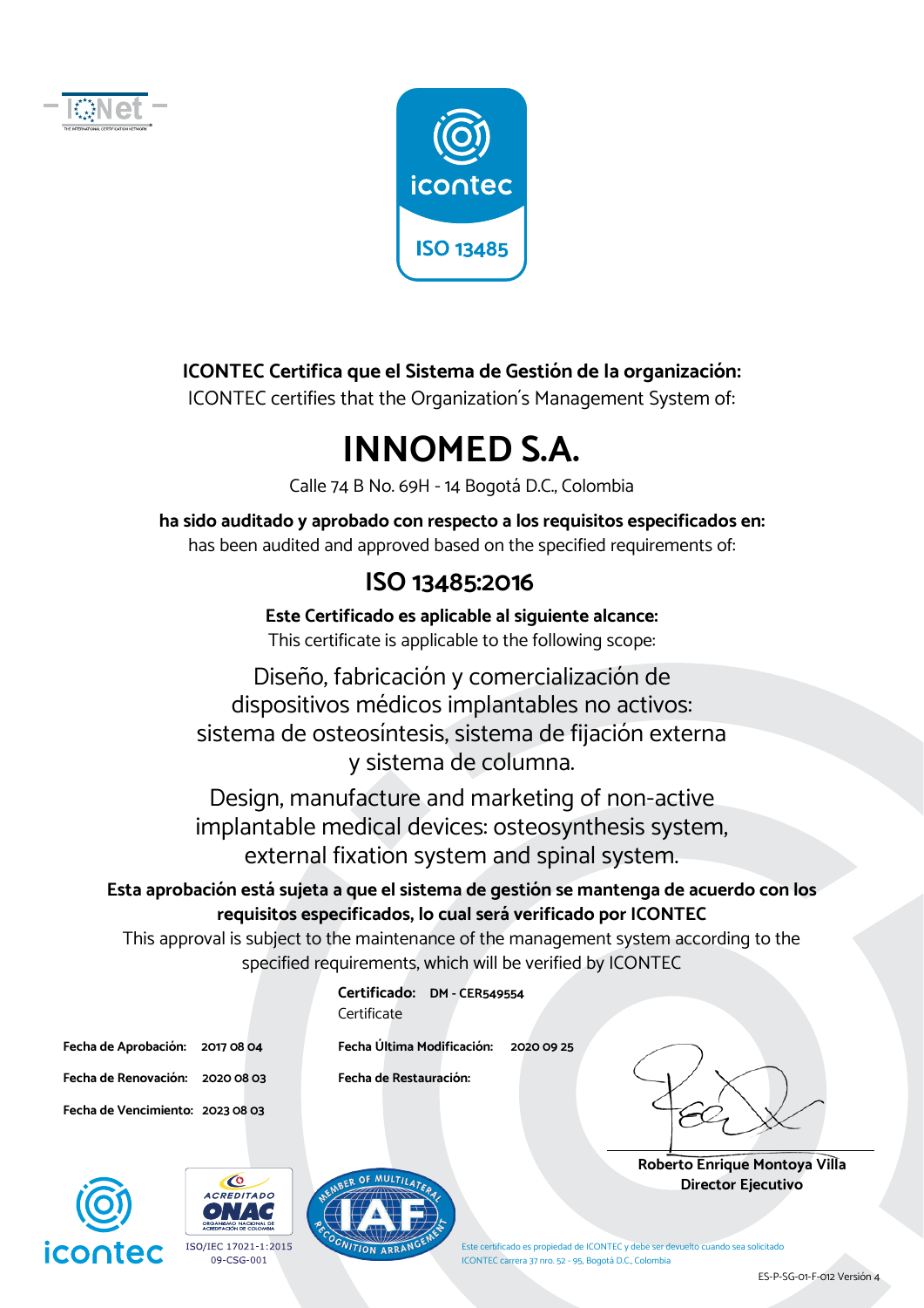IQNet

THE INTERNATIONAL CERTIFICATION NETWORK

icontec

ISO 13485

**ICONTEC Certifica que el Sistema de Gestión de la organización:**

ICONTEC certifies that the Organization's Management System of:

# INNOMED S.A.

Calle 74 B No. 69H - 14 Bogotá D.C., Colombia

**ha sido auditado y aprobado con respecto a los requisitos especificados en:**

has been audited and approved based on the specified requirements of:

## ISO 13485:2016

**Este Certificado es aplicable al siguiente alcance:**

This certificate is applicable to the following scope:

Diseño, fabricación y comercialización de dispositivos médicos implantables no activos: sistema de osteosíntesis, sistema de fijación externa y sistema de columna.

Design, manufacture and marketing of non-active implantable medical devices: osteosynthesis system, external fixation system and spinal system.

**Esta aprobación está sujeta a que el sistema de gestión se mantenga de acuerdo con los requisitos especificados, lo cual será verificado por ICONTEC**

This approval is subject to the maintenance of the management system according to the specified requirements, which will be verified by ICONTEC

**Certificado:** **DM - CER549554**
Certificate

**Fecha de Aprobación:** 2017 08 04

**Fecha de Renovación:** 2020 08 03

**Fecha de Vencimiento:** 2023 08 03

**Fecha Última Modificación:** 2020 09 25

**Fecha de Restauración:**

**Roberto Enrique Montoya Villa**
**Director Ejecutivo**

icontec

ACREDITADO ONAC
ORGANISMO NACIONAL DE ACREDITACIÓN DE COLOMBIA
ISO/IEC 17021-1:2015
09-CSG-001

IAF MEMBER OF MULTILATERAL RECOGNITION ARRANGEMENT

Este certificado es propiedad de ICONTEC y debe ser devuelto cuando sea solicitado
ICONTEC carrera 37 nro. 52 - 95. Bogotá D.C., Colombia

ES-P-SG-01-F-012 Versión 4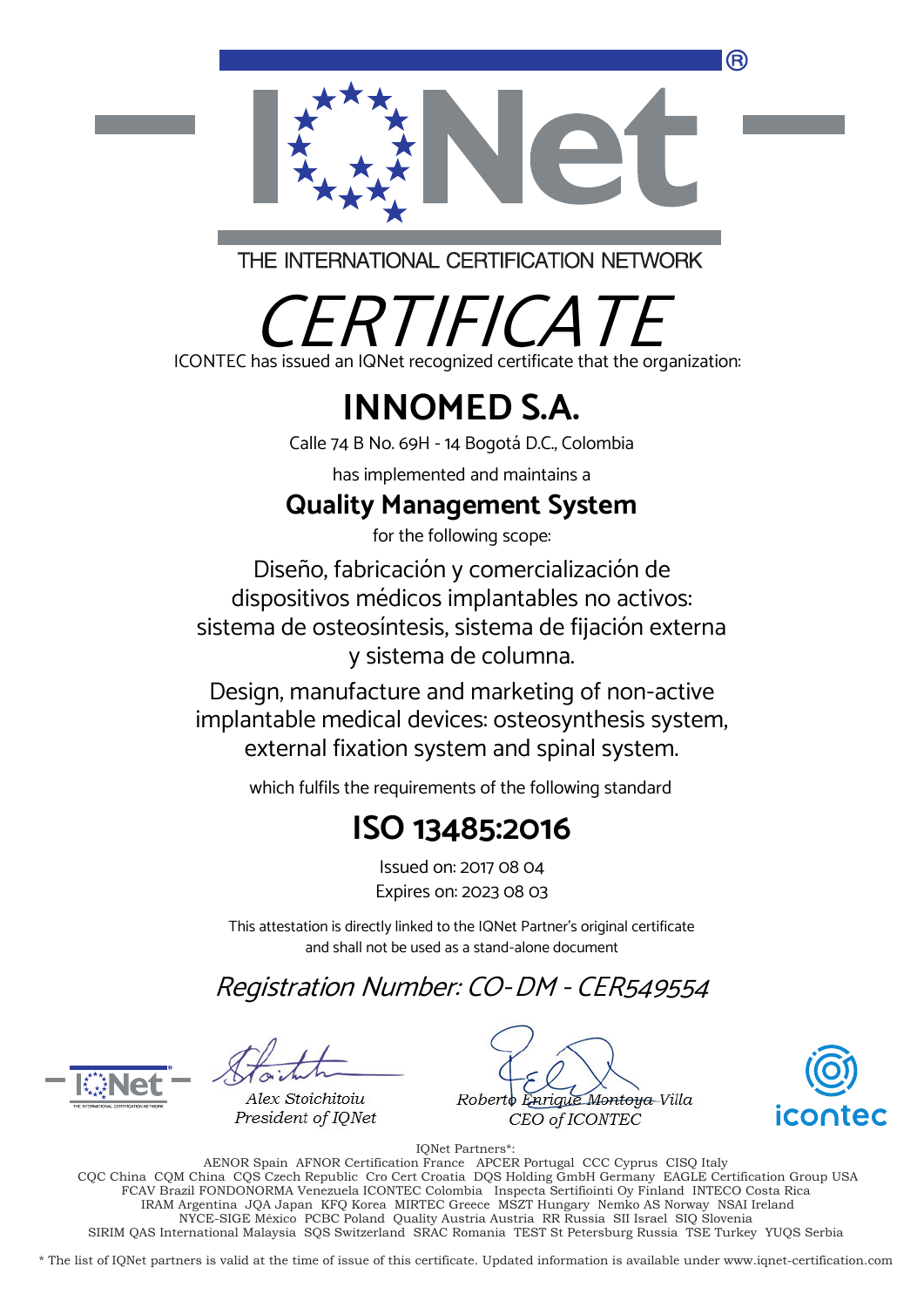THE INTERNATIONAL CERTIFICATION NETWORK

# CERTIFICATE

ICONTEC has issued an IQNet recognized certificate that the organization:

## INNOMED S.A.

Calle 74 B No. 69H - 14 Bogotá D.C., Colombia

has implemented and maintains a

### Quality Management System

for the following scope:

Diseño, fabricación y comercialización de dispositivos médicos implantables no activos: sistema de osteosíntesis, sistema de fijación externa y sistema de columna.

Design, manufacture and marketing of non-active implantable medical devices: osteosynthesis system, external fixation system and spinal system.

which fulfils the requirements of the following standard

## ISO 13485:2016

Issued on: 2017 08 04

Expires on: 2023 08 03

This attestation is directly linked to the IQNet Partner's original certificate and shall not be used as a stand-alone document

*Registration Number: CO-DM - CER549554*

*Alex Stoichitoiu*
*President of IQNet*

*Roberto Enrique Montoya Villa*
*CEO of ICONTEC*

icontec

IQNet Partners*:

AENOR Spain AFNOR Certification France APCER Portugal CCC Cyprus CISQ Italy
CQC China CQM China CQS Czech Republic Cro Cert Croatia DQS Holding GmbH Germany EAGLE Certification Group USA
FCAV Brazil FONDONORMA Venezuela ICONTEC Colombia Inspecta Sertifiointi Oy Finland INTECO Costa Rica
IRAM Argentina JQA Japan KFQ Korea MIRTEC Greece MSZT Hungary Nemko AS Norway NSAI Ireland
NYCE-SIGE México PCBC Poland Quality Austria Austria RR Russia SII Israel SIQ Slovenia
SIRIM QAS International Malaysia SQS Switzerland SRAC Romania TEST St Petersburg Russia TSE Turkey YUQS Serbia

* The list of IQNet partners is valid at the time of issue of this certificate. Updated information is available under www.iqnet-certification.com